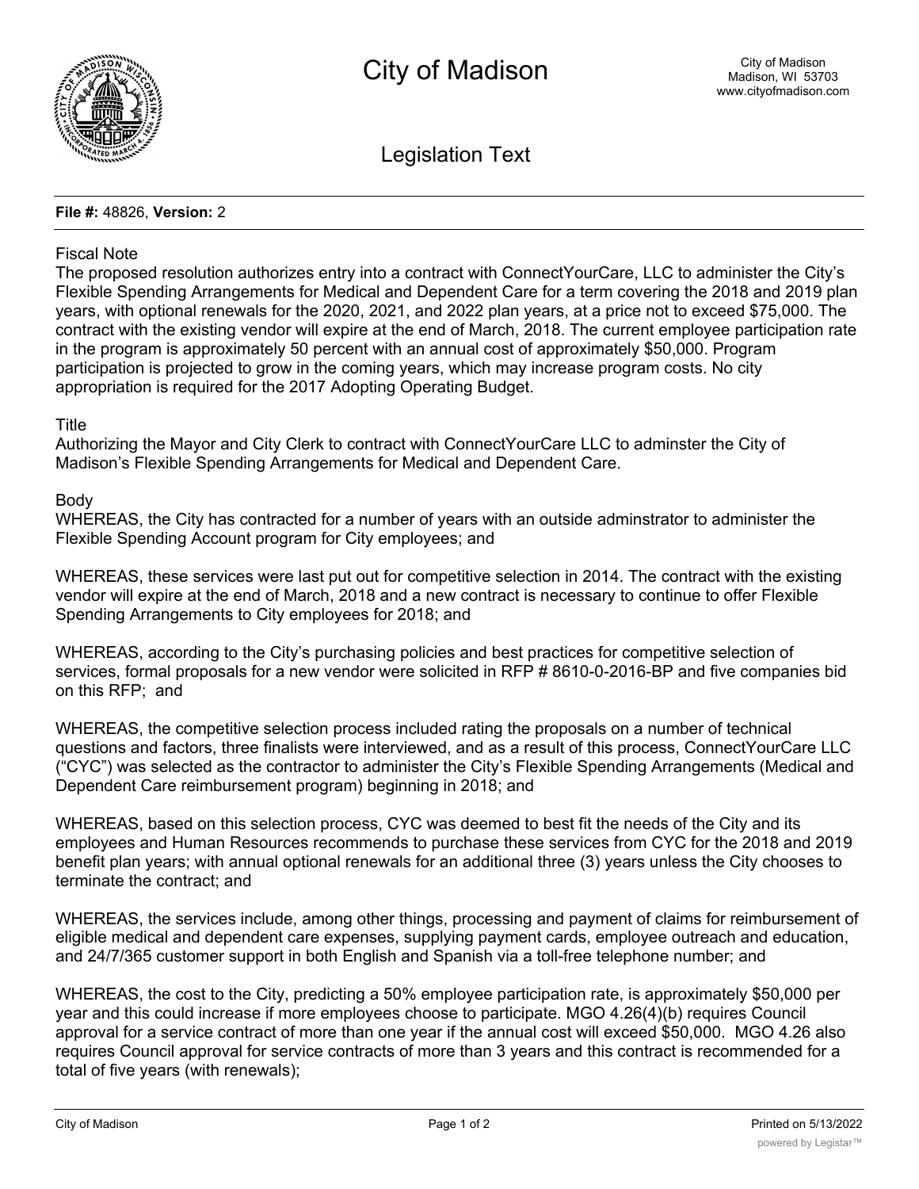# City of Madison

City of Madison
Madison, WI 53703
www.cityofmadison.com

## Legislation Text

**File #:** 48826, **Version:** 2

Fiscal Note

The proposed resolution authorizes entry into a contract with ConnectYourCare, LLC to administer the City's Flexible Spending Arrangements for Medical and Dependent Care for a term covering the 2018 and 2019 plan years, with optional renewals for the 2020, 2021, and 2022 plan years, at a price not to exceed $75,000. The contract with the existing vendor will expire at the end of March, 2018. The current employee participation rate in the program is approximately 50 percent with an annual cost of approximately $50,000. Program participation is projected to grow in the coming years, which may increase program costs. No city appropriation is required for the 2017 Adopting Operating Budget.

Title

Authorizing the Mayor and City Clerk to contract with ConnectYourCare LLC to adminster the City of Madison's Flexible Spending Arrangements for Medical and Dependent Care.

Body

WHEREAS, the City has contracted for a number of years with an outside adminstrator to administer the Flexible Spending Account program for City employees; and

WHEREAS, these services were last put out for competitive selection in 2014. The contract with the existing vendor will expire at the end of March, 2018 and a new contract is necessary to continue to offer Flexible Spending Arrangements to City employees for 2018; and

WHEREAS, according to the City's purchasing policies and best practices for competitive selection of services, formal proposals for a new vendor were solicited in RFP # 8610-0-2016-BP and five companies bid on this RFP; and

WHEREAS, the competitive selection process included rating the proposals on a number of technical questions and factors, three finalists were interviewed, and as a result of this process, ConnectYourCare LLC ("CYC") was selected as the contractor to administer the City's Flexible Spending Arrangements (Medical and Dependent Care reimbursement program) beginning in 2018; and

WHEREAS, based on this selection process, CYC was deemed to best fit the needs of the City and its employees and Human Resources recommends to purchase these services from CYC for the 2018 and 2019 benefit plan years; with annual optional renewals for an additional three (3) years unless the City chooses to terminate the contract; and

WHEREAS, the services include, among other things, processing and payment of claims for reimbursement of eligible medical and dependent care expenses, supplying payment cards, employee outreach and education, and 24/7/365 customer support in both English and Spanish via a toll-free telephone number; and

WHEREAS, the cost to the City, predicting a 50% employee participation rate, is approximately $50,000 per year and this could increase if more employees choose to participate. MGO 4.26(4)(b) requires Council approval for a service contract of more than one year if the annual cost will exceed $50,000. MGO 4.26 also requires Council approval for service contracts of more than 3 years and this contract is recommended for a total of five years (with renewals);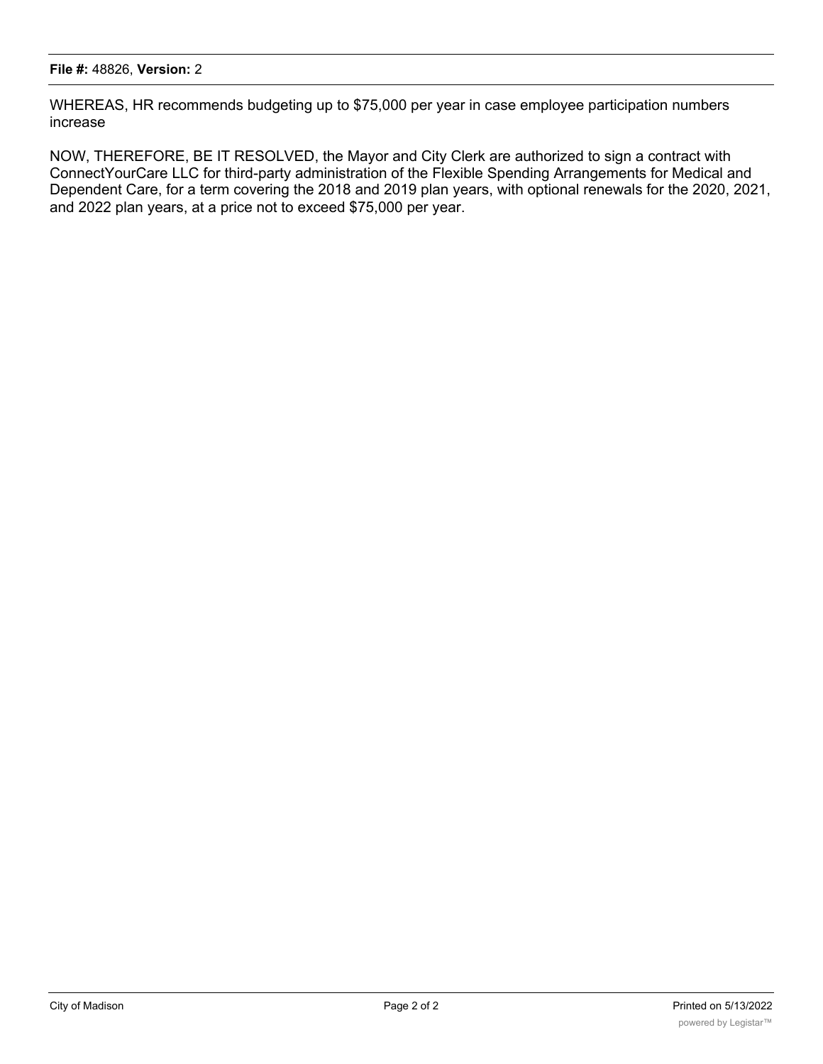WHEREAS, HR recommends budgeting up to $75,000 per year in case employee participation numbers increase

NOW, THEREFORE, BE IT RESOLVED, the Mayor and City Clerk are authorized to sign a contract with ConnectYourCare LLC for third-party administration of the Flexible Spending Arrangements for Medical and Dependent Care, for a term covering the 2018 and 2019 plan years, with optional renewals for the 2020, 2021, and 2022 plan years, at a price not to exceed $75,000 per year.